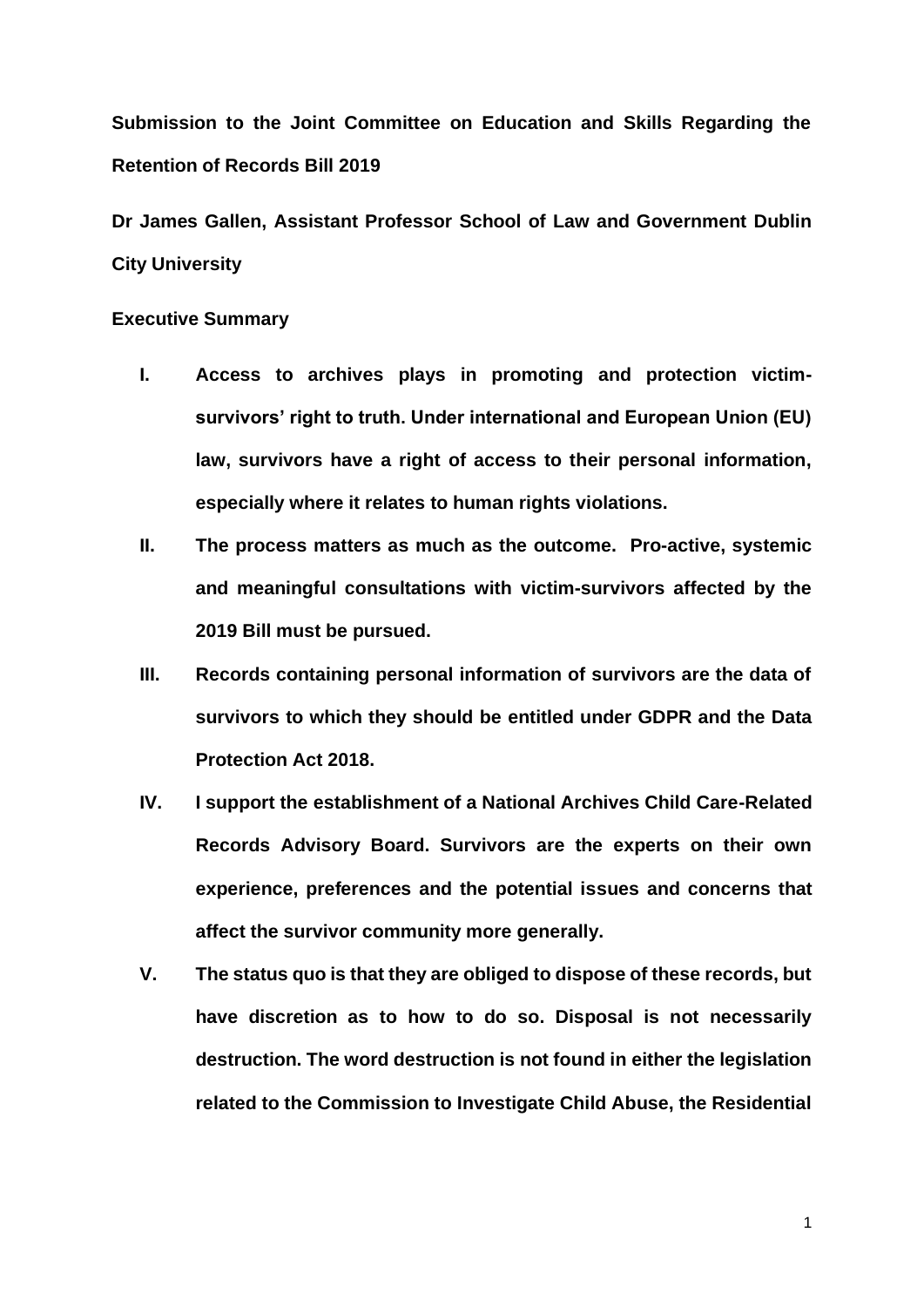**Submission to the Joint Committee on Education and Skills Regarding the Retention of Records Bill 2019**

**Dr James Gallen, Assistant Professor School of Law and Government Dublin City University**

**Executive Summary**

I. **Access to archives plays in promoting and protection victim-survivors' right to truth. Under international and European Union (EU) law, survivors have a right of access to their personal information, especially where it relates to human rights violations.**

II. **The process matters as much as the outcome. Pro-active, systemic and meaningful consultations with victim-survivors affected by the 2019 Bill must be pursued.**

III. **Records containing personal information of survivors are the data of survivors to which they should be entitled under GDPR and the Data Protection Act 2018.**

IV. **I support the establishment of a National Archives Child Care-Related Records Advisory Board. Survivors are the experts on their own experience, preferences and the potential issues and concerns that affect the survivor community more generally.**

V. **The status quo is that they are obliged to dispose of these records, but have discretion as to how to do so. Disposal is not necessarily destruction. The word destruction is not found in either the legislation related to the Commission to Investigate Child Abuse, the Residential**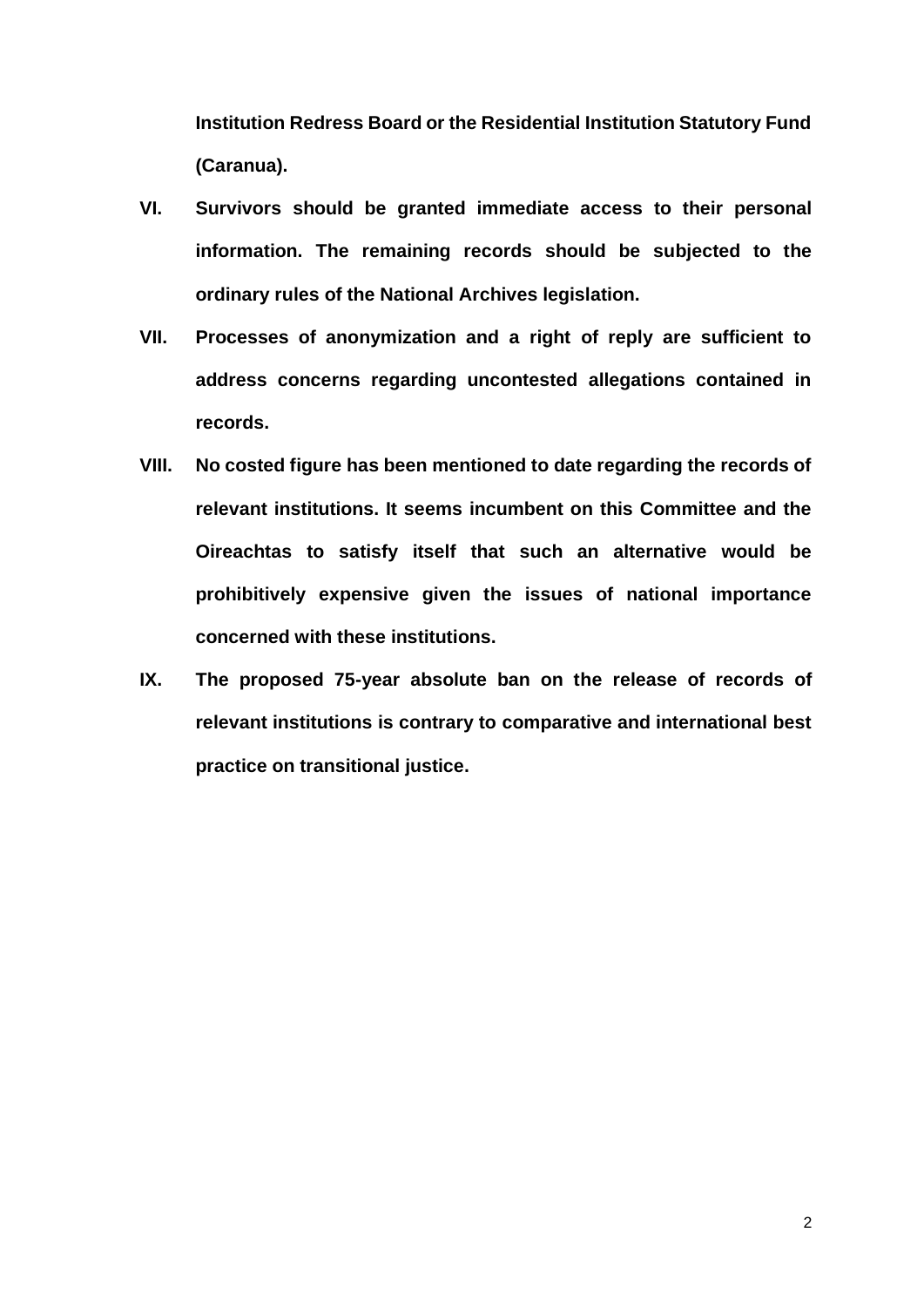**Institution Redress Board or the Residential Institution Statutory Fund (Caranua).**

**VI. Survivors should be granted immediate access to their personal information. The remaining records should be subjected to the ordinary rules of the National Archives legislation.**

**VII. Processes of anonymization and a right of reply are sufficient to address concerns regarding uncontested allegations contained in records.**

**VIII. No costed figure has been mentioned to date regarding the records of relevant institutions. It seems incumbent on this Committee and the Oireachtas to satisfy itself that such an alternative would be prohibitively expensive given the issues of national importance concerned with these institutions.**

**IX. The proposed 75-year absolute ban on the release of records of relevant institutions is contrary to comparative and international best practice on transitional justice.**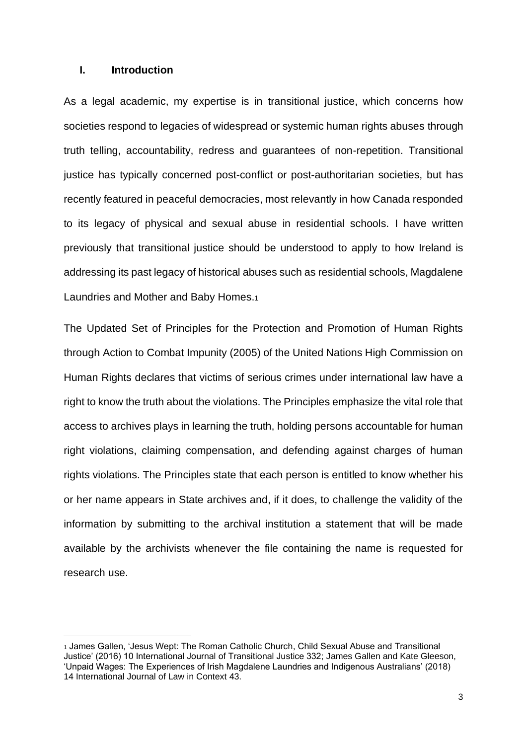## I. Introduction

As a legal academic, my expertise is in transitional justice, which concerns how societies respond to legacies of widespread or systemic human rights abuses through truth telling, accountability, redress and guarantees of non-repetition. Transitional justice has typically concerned post-conflict or post-authoritarian societies, but has recently featured in peaceful democracies, most relevantly in how Canada responded to its legacy of physical and sexual abuse in residential schools. I have written previously that transitional justice should be understood to apply to how Ireland is addressing its past legacy of historical abuses such as residential schools, Magdalene Laundries and Mother and Baby Homes.[1]

The Updated Set of Principles for the Protection and Promotion of Human Rights through Action to Combat Impunity (2005) of the United Nations High Commission on Human Rights declares that victims of serious crimes under international law have a right to know the truth about the violations. The Principles emphasize the vital role that access to archives plays in learning the truth, holding persons accountable for human right violations, claiming compensation, and defending against charges of human rights violations. The Principles state that each person is entitled to know whether his or her name appears in State archives and, if it does, to challenge the validity of the information by submitting to the archival institution a statement that will be made available by the archivists whenever the file containing the name is requested for research use.

---

[1] James Gallen, 'Jesus Wept: The Roman Catholic Church, Child Sexual Abuse and Transitional Justice' (2016) 10 International Journal of Transitional Justice 332; James Gallen and Kate Gleeson, 'Unpaid Wages: The Experiences of Irish Magdalene Laundries and Indigenous Australians' (2018) 14 International Journal of Law in Context 43.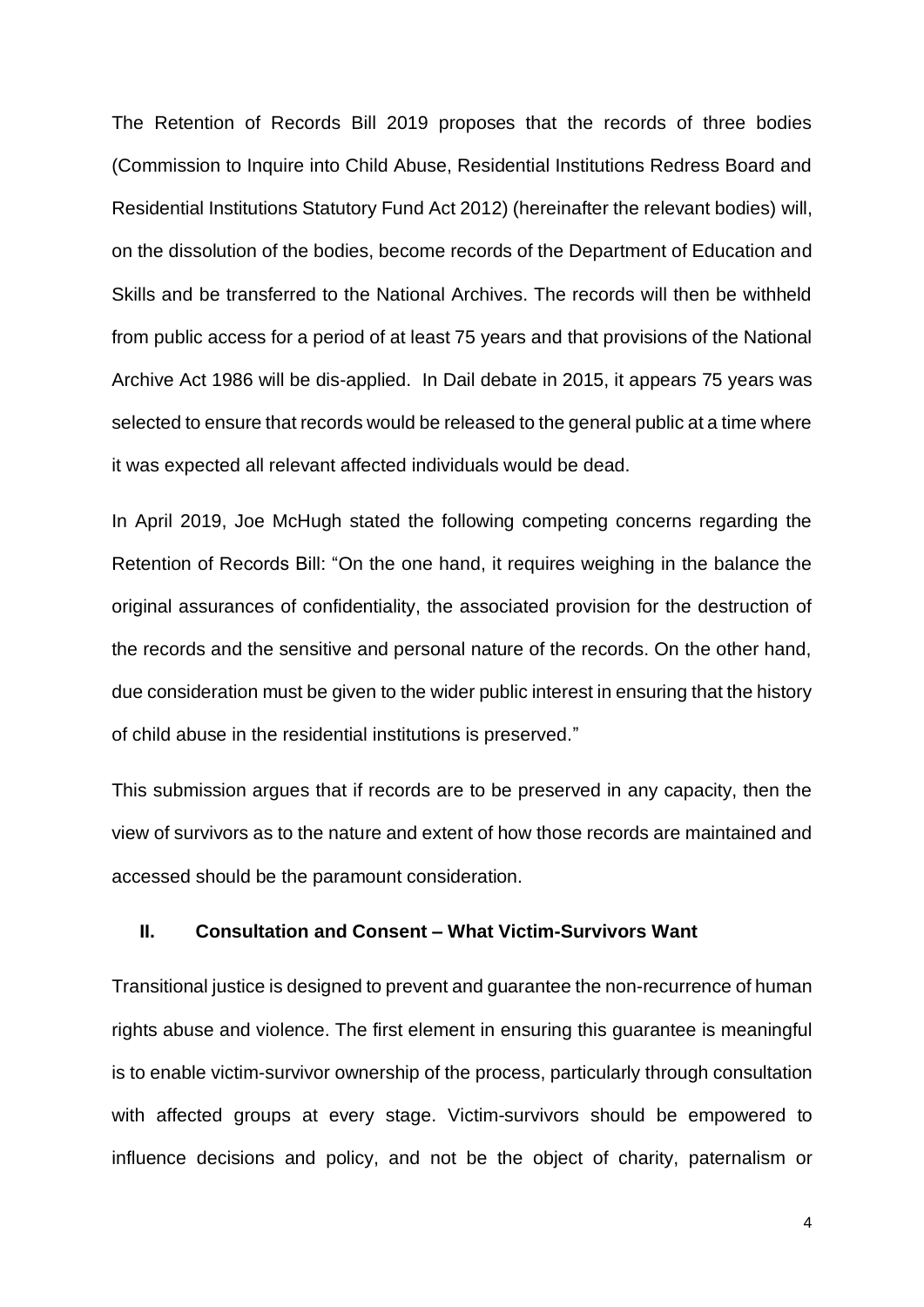The Retention of Records Bill 2019 proposes that the records of three bodies (Commission to Inquire into Child Abuse, Residential Institutions Redress Board and Residential Institutions Statutory Fund Act 2012) (hereinafter the relevant bodies) will, on the dissolution of the bodies, become records of the Department of Education and Skills and be transferred to the National Archives. The records will then be withheld from public access for a period of at least 75 years and that provisions of the National Archive Act 1986 will be dis-applied. In Dail debate in 2015, it appears 75 years was selected to ensure that records would be released to the general public at a time where it was expected all relevant affected individuals would be dead.

In April 2019, Joe McHugh stated the following competing concerns regarding the Retention of Records Bill: "On the one hand, it requires weighing in the balance the original assurances of confidentiality, the associated provision for the destruction of the records and the sensitive and personal nature of the records. On the other hand, due consideration must be given to the wider public interest in ensuring that the history of child abuse in the residential institutions is preserved."

This submission argues that if records are to be preserved in any capacity, then the view of survivors as to the nature and extent of how those records are maintained and accessed should be the paramount consideration.

## II. Consultation and Consent – What Victim-Survivors Want

Transitional justice is designed to prevent and guarantee the non-recurrence of human rights abuse and violence. The first element in ensuring this guarantee is meaningful is to enable victim-survivor ownership of the process, particularly through consultation with affected groups at every stage. Victim-survivors should be empowered to influence decisions and policy, and not be the object of charity, paternalism or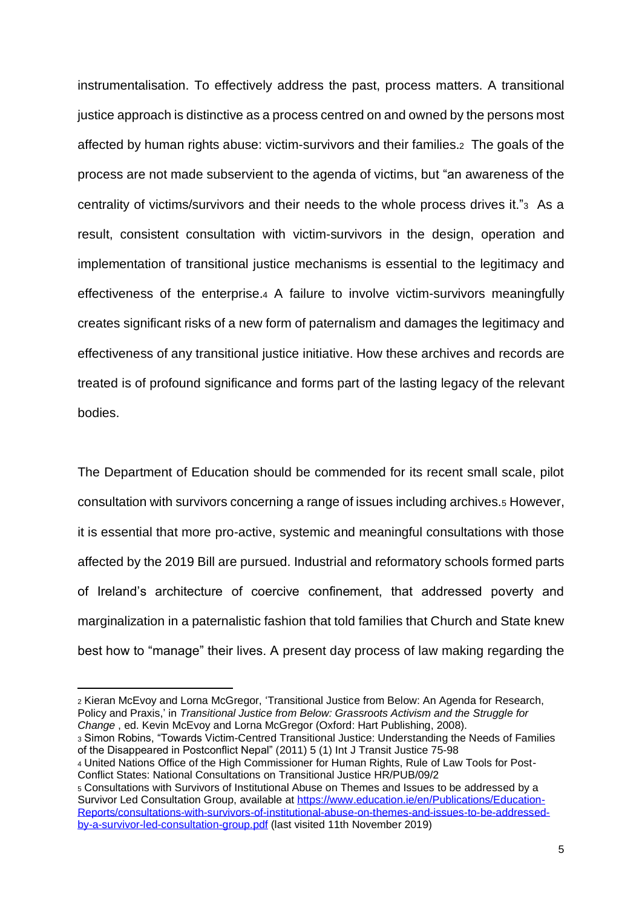instrumentalisation. To effectively address the past, process matters. A transitional justice approach is distinctive as a process centred on and owned by the persons most affected by human rights abuse: victim-survivors and their families.[2] The goals of the process are not made subservient to the agenda of victims, but "an awareness of the centrality of victims/survivors and their needs to the whole process drives it."[3] As a result, consistent consultation with victim-survivors in the design, operation and implementation of transitional justice mechanisms is essential to the legitimacy and effectiveness of the enterprise.[4] A failure to involve victim-survivors meaningfully creates significant risks of a new form of paternalism and damages the legitimacy and effectiveness of any transitional justice initiative. How these archives and records are treated is of profound significance and forms part of the lasting legacy of the relevant bodies.

The Department of Education should be commended for its recent small scale, pilot consultation with survivors concerning a range of issues including archives.[5] However, it is essential that more pro-active, systemic and meaningful consultations with those affected by the 2019 Bill are pursued. Industrial and reformatory schools formed parts of Ireland's architecture of coercive confinement, that addressed poverty and marginalization in a paternalistic fashion that told families that Church and State knew best how to "manage" their lives. A present day process of law making regarding the

---

[2] Kieran McEvoy and Lorna McGregor, 'Transitional Justice from Below: An Agenda for Research, Policy and Praxis,' in *Transitional Justice from Below: Grassroots Activism and the Struggle for Change* , ed. Kevin McEvoy and Lorna McGregor (Oxford: Hart Publishing, 2008).

[3] Simon Robins, "Towards Victim-Centred Transitional Justice: Understanding the Needs of Families of the Disappeared in Postconflict Nepal" (2011) 5 (1) Int J Transit Justice 75-98

[4] United Nations Office of the High Commissioner for Human Rights, Rule of Law Tools for Post-Conflict States: National Consultations on Transitional Justice HR/PUB/09/2

[5] Consultations with Survivors of Institutional Abuse on Themes and Issues to be addressed by a Survivor Led Consultation Group, available at https://www.education.ie/en/Publications/Education-Reports/consultations-with-survivors-of-institutional-abuse-on-themes-and-issues-to-be-addressed-by-a-survivor-led-consultation-group.pdf (last visited 11th November 2019)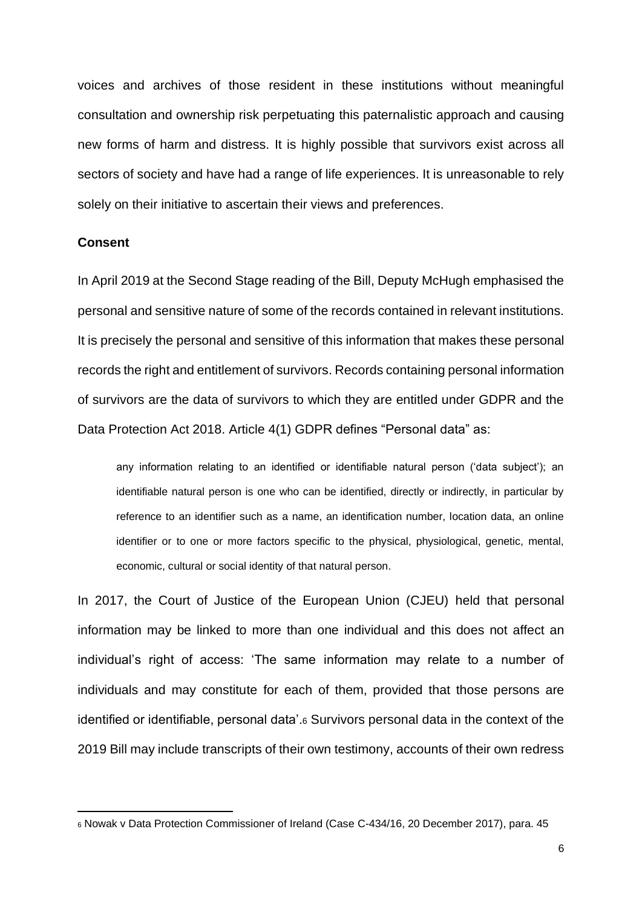voices and archives of those resident in these institutions without meaningful consultation and ownership risk perpetuating this paternalistic approach and causing new forms of harm and distress. It is highly possible that survivors exist across all sectors of society and have had a range of life experiences. It is unreasonable to rely solely on their initiative to ascertain their views and preferences.

**Consent**

In April 2019 at the Second Stage reading of the Bill, Deputy McHugh emphasised the personal and sensitive nature of some of the records contained in relevant institutions. It is precisely the personal and sensitive of this information that makes these personal records the right and entitlement of survivors. Records containing personal information of survivors are the data of survivors to which they are entitled under GDPR and the Data Protection Act 2018. Article 4(1) GDPR defines "Personal data" as:

> any information relating to an identified or identifiable natural person ('data subject'); an identifiable natural person is one who can be identified, directly or indirectly, in particular by reference to an identifier such as a name, an identification number, location data, an online identifier or to one or more factors specific to the physical, physiological, genetic, mental, economic, cultural or social identity of that natural person.

In 2017, the Court of Justice of the European Union (CJEU) held that personal information may be linked to more than one individual and this does not affect an individual's right of access: 'The same information may relate to a number of individuals and may constitute for each of them, provided that those persons are identified or identifiable, personal data'.[6] Survivors personal data in the context of the 2019 Bill may include transcripts of their own testimony, accounts of their own redress

---

[6] Nowak v Data Protection Commissioner of Ireland (Case C-434/16, 20 December 2017), para. 45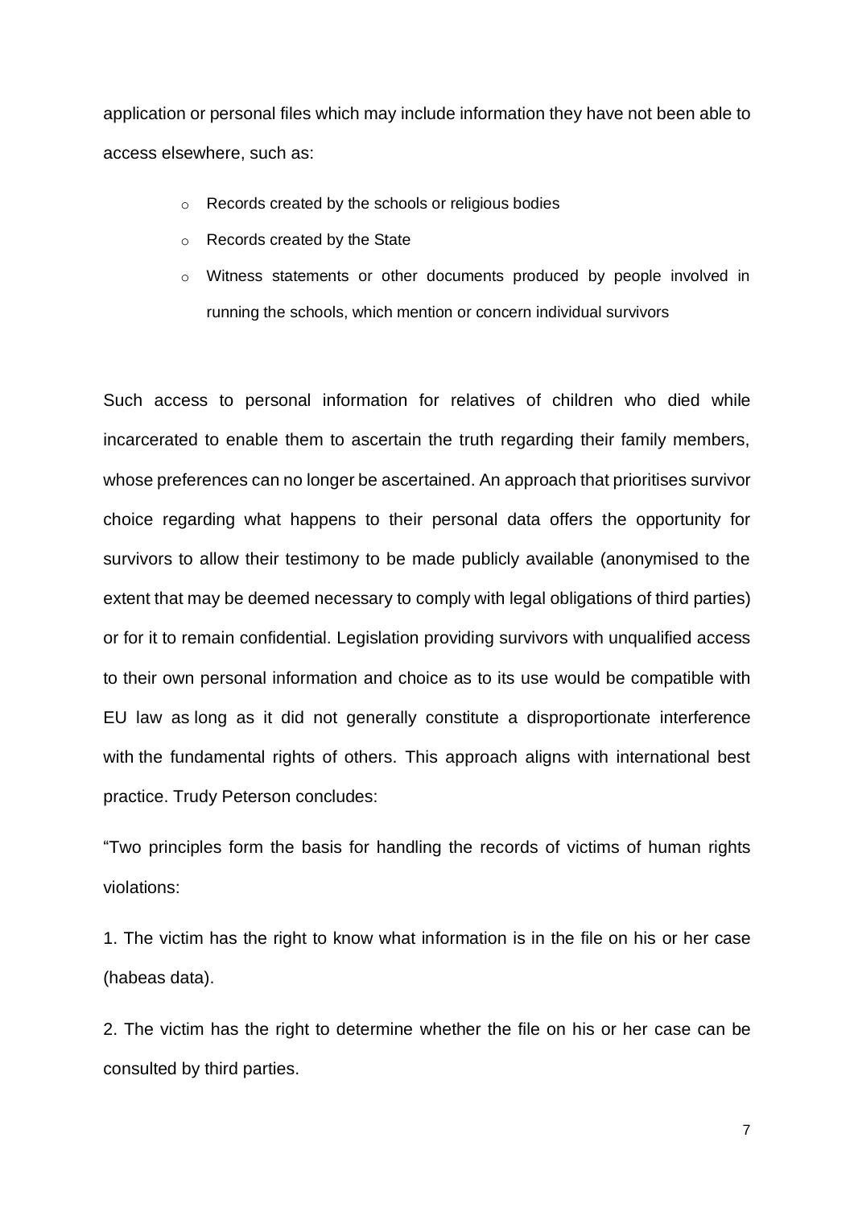application or personal files which may include information they have not been able to access elsewhere, such as:

- Records created by the schools or religious bodies
- Records created by the State
- Witness statements or other documents produced by people involved in running the schools, which mention or concern individual survivors

Such access to personal information for relatives of children who died while incarcerated to enable them to ascertain the truth regarding their family members, whose preferences can no longer be ascertained. An approach that prioritises survivor choice regarding what happens to their personal data offers the opportunity for survivors to allow their testimony to be made publicly available (anonymised to the extent that may be deemed necessary to comply with legal obligations of third parties) or for it to remain confidential. Legislation providing survivors with unqualified access to their own personal information and choice as to its use would be compatible with EU law as long as it did not generally constitute a disproportionate interference with the fundamental rights of others. This approach aligns with international best practice. Trudy Peterson concludes:

“Two principles form the basis for handling the records of victims of human rights violations:

1. The victim has the right to know what information is in the file on his or her case (habeas data).

2. The victim has the right to determine whether the file on his or her case can be consulted by third parties.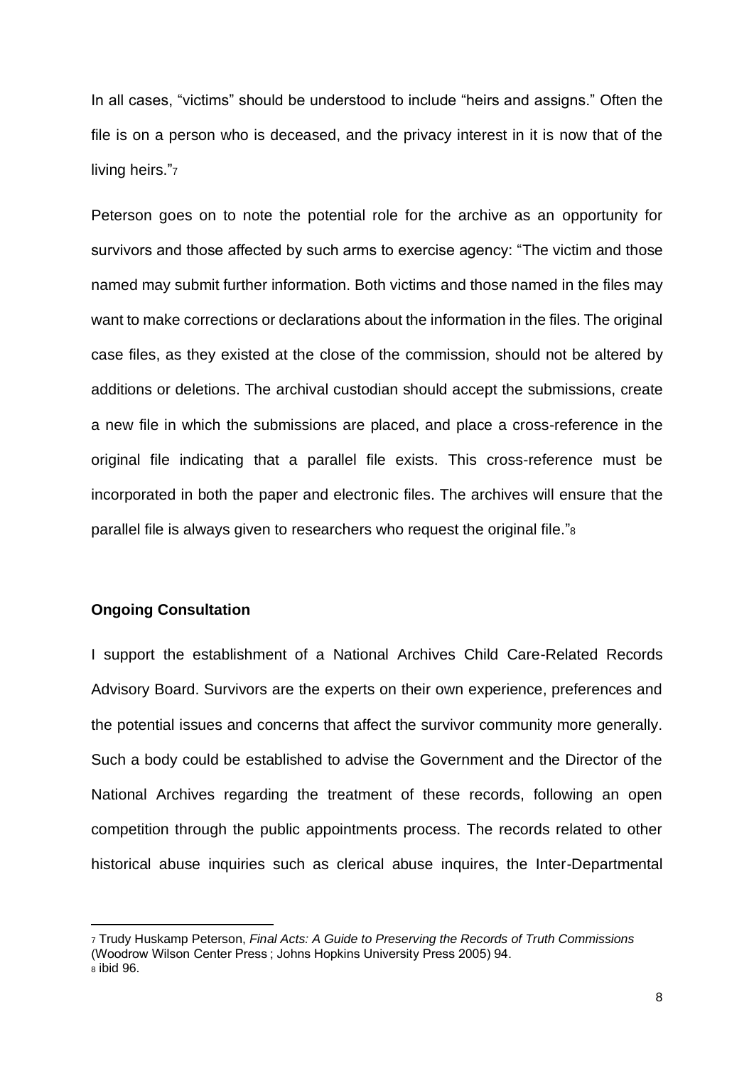In all cases, "victims" should be understood to include "heirs and assigns." Often the file is on a person who is deceased, and the privacy interest in it is now that of the living heirs."[7]

Peterson goes on to note the potential role for the archive as an opportunity for survivors and those affected by such arms to exercise agency: "The victim and those named may submit further information. Both victims and those named in the files may want to make corrections or declarations about the information in the files. The original case files, as they existed at the close of the commission, should not be altered by additions or deletions. The archival custodian should accept the submissions, create a new file in which the submissions are placed, and place a cross-reference in the original file indicating that a parallel file exists. This cross-reference must be incorporated in both the paper and electronic files. The archives will ensure that the parallel file is always given to researchers who request the original file."[8]

**Ongoing Consultation**

I support the establishment of a National Archives Child Care-Related Records Advisory Board. Survivors are the experts on their own experience, preferences and the potential issues and concerns that affect the survivor community more generally. Such a body could be established to advise the Government and the Director of the National Archives regarding the treatment of these records, following an open competition through the public appointments process. The records related to other historical abuse inquiries such as clerical abuse inquires, the Inter-Departmental

---

[7] Trudy Huskamp Peterson, *Final Acts: A Guide to Preserving the Records of Truth Commissions* (Woodrow Wilson Center Press ; Johns Hopkins University Press 2005) 94.

[8] ibid 96.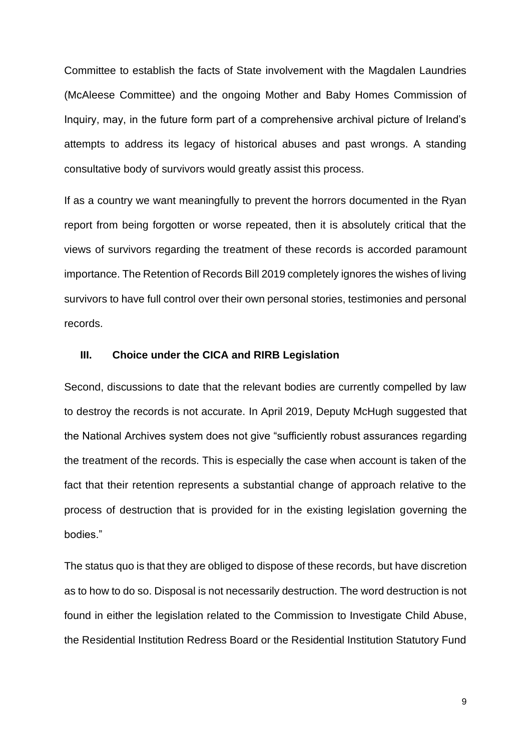Committee to establish the facts of State involvement with the Magdalen Laundries (McAleese Committee) and the ongoing Mother and Baby Homes Commission of Inquiry, may, in the future form part of a comprehensive archival picture of Ireland's attempts to address its legacy of historical abuses and past wrongs. A standing consultative body of survivors would greatly assist this process.

If as a country we want meaningfully to prevent the horrors documented in the Ryan report from being forgotten or worse repeated, then it is absolutely critical that the views of survivors regarding the treatment of these records is accorded paramount importance. The Retention of Records Bill 2019 completely ignores the wishes of living survivors to have full control over their own personal stories, testimonies and personal records.

### III. Choice under the CICA and RIRB Legislation

Second, discussions to date that the relevant bodies are currently compelled by law to destroy the records is not accurate. In April 2019, Deputy McHugh suggested that the National Archives system does not give "sufficiently robust assurances regarding the treatment of the records. This is especially the case when account is taken of the fact that their retention represents a substantial change of approach relative to the process of destruction that is provided for in the existing legislation governing the bodies."

The status quo is that they are obliged to dispose of these records, but have discretion as to how to do so. Disposal is not necessarily destruction. The word destruction is not found in either the legislation related to the Commission to Investigate Child Abuse, the Residential Institution Redress Board or the Residential Institution Statutory Fund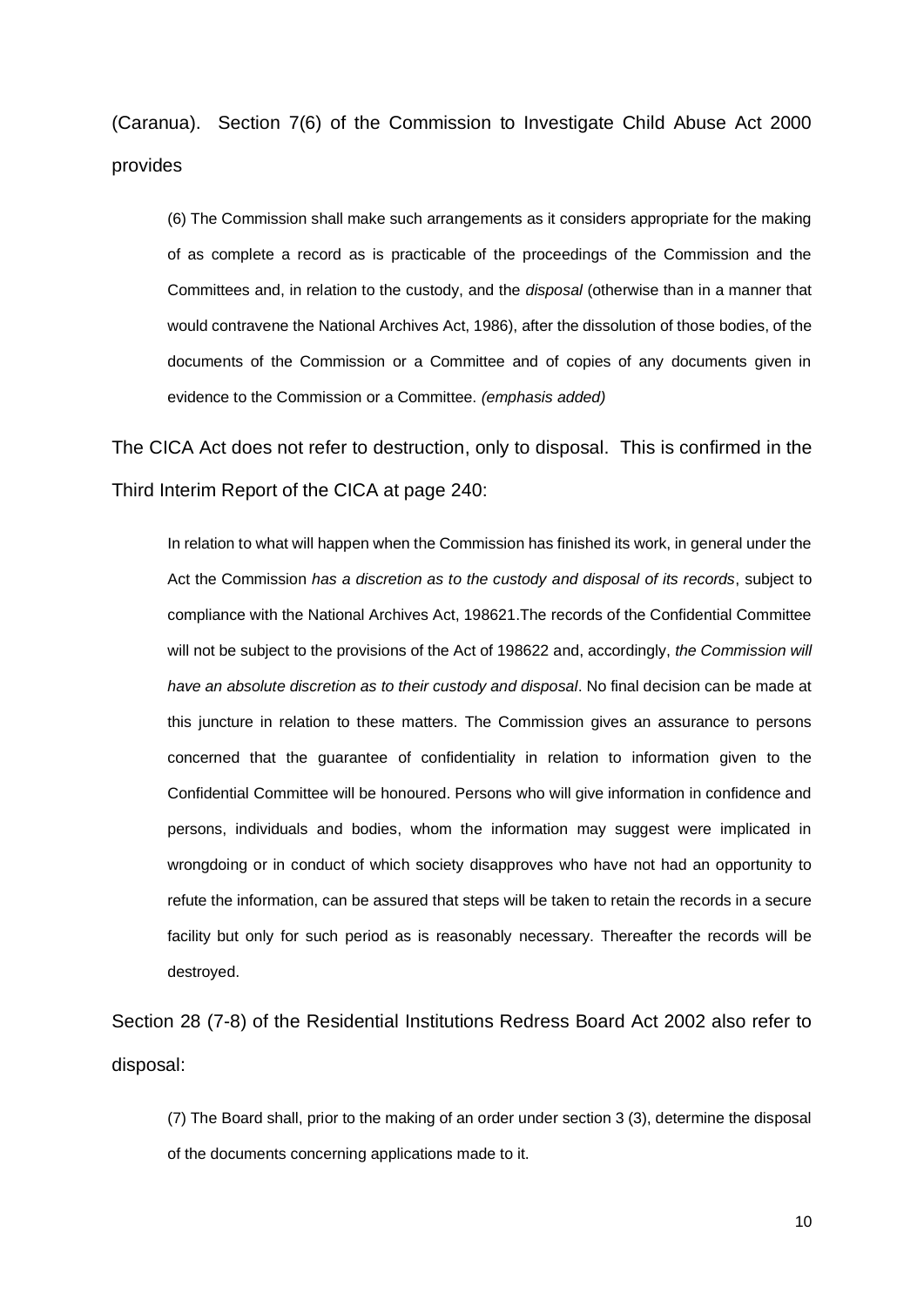(Caranua). Section 7(6) of the Commission to Investigate Child Abuse Act 2000 provides

> (6) The Commission shall make such arrangements as it considers appropriate for the making of as complete a record as is practicable of the proceedings of the Commission and the Committees and, in relation to the custody, and the *disposal* (otherwise than in a manner that would contravene the National Archives Act, 1986), after the dissolution of those bodies, of the documents of the Commission or a Committee and of copies of any documents given in evidence to the Commission or a Committee. *(emphasis added)*

The CICA Act does not refer to destruction, only to disposal. This is confirmed in the Third Interim Report of the CICA at page 240:

> In relation to what will happen when the Commission has finished its work, in general under the Act the Commission *has a discretion as to the custody and disposal of its records*, subject to compliance with the National Archives Act, 198621.The records of the Confidential Committee will not be subject to the provisions of the Act of 198622 and, accordingly, *the Commission will have an absolute discretion as to their custody and disposal*. No final decision can be made at this juncture in relation to these matters. The Commission gives an assurance to persons concerned that the guarantee of confidentiality in relation to information given to the Confidential Committee will be honoured. Persons who will give information in confidence and persons, individuals and bodies, whom the information may suggest were implicated in wrongdoing or in conduct of which society disapproves who have not had an opportunity to refute the information, can be assured that steps will be taken to retain the records in a secure facility but only for such period as is reasonably necessary. Thereafter the records will be destroyed.

Section 28 (7-8) of the Residential Institutions Redress Board Act 2002 also refer to disposal:

> (7) The Board shall, prior to the making of an order under section 3 (3), determine the disposal of the documents concerning applications made to it.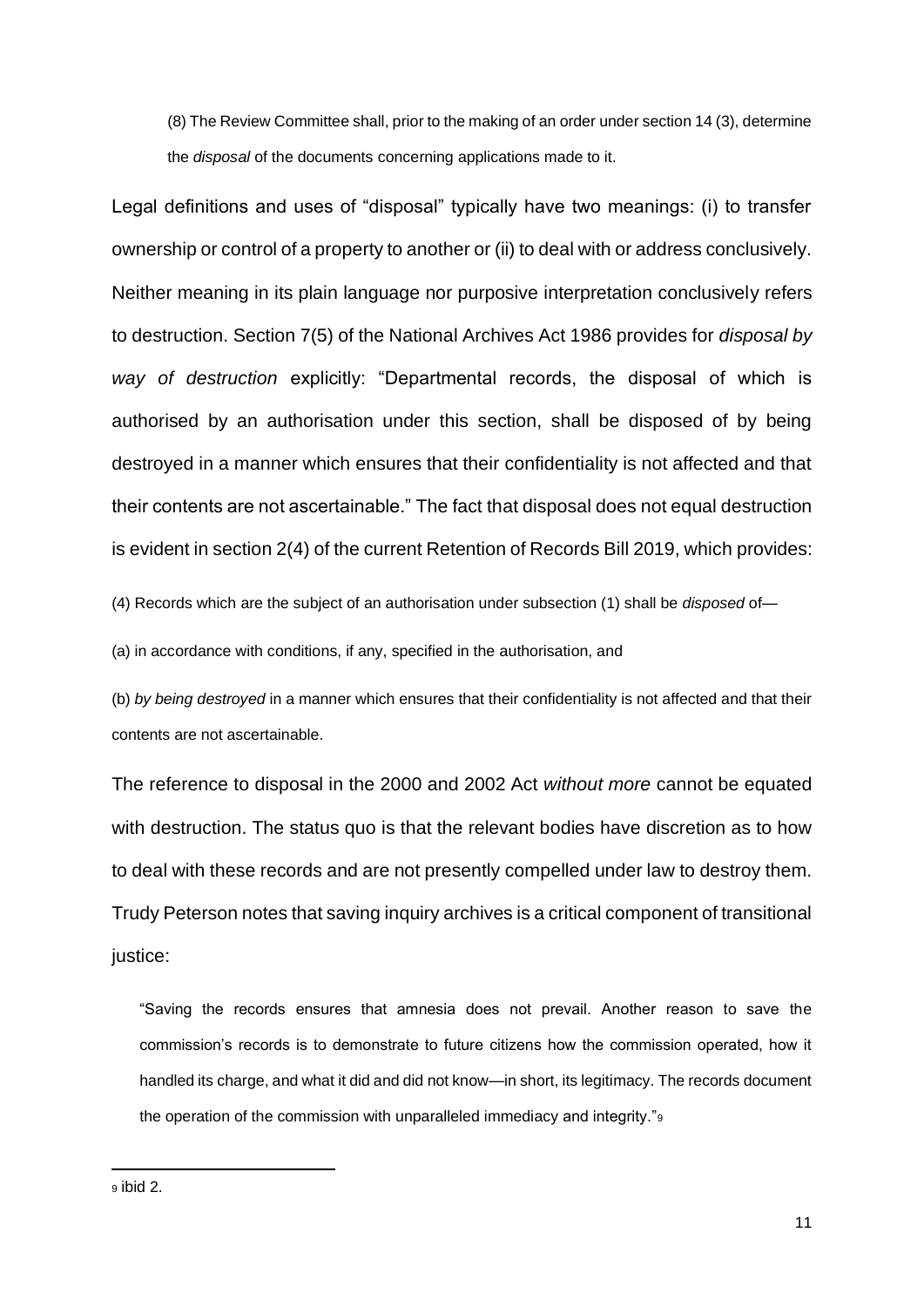> (8) The Review Committee shall, prior to the making of an order under section 14 (3), determine the *disposal* of the documents concerning applications made to it.

Legal definitions and uses of "disposal" typically have two meanings: (i) to transfer ownership or control of a property to another or (ii) to deal with or address conclusively. Neither meaning in its plain language nor purposive interpretation conclusively refers to destruction. Section 7(5) of the National Archives Act 1986 provides for *disposal by way of destruction* explicitly: "Departmental records, the disposal of which is authorised by an authorisation under this section, shall be disposed of by being destroyed in a manner which ensures that their confidentiality is not affected and that their contents are not ascertainable." The fact that disposal does not equal destruction is evident in section 2(4) of the current Retention of Records Bill 2019, which provides:

> (4) Records which are the subject of an authorisation under subsection (1) shall be *disposed* of—
>
> (a) in accordance with conditions, if any, specified in the authorisation, and
>
> (b) *by being destroyed* in a manner which ensures that their confidentiality is not affected and that their contents are not ascertainable.

The reference to disposal in the 2000 and 2002 Act *without more* cannot be equated with destruction. The status quo is that the relevant bodies have discretion as to how to deal with these records and are not presently compelled under law to destroy them. Trudy Peterson notes that saving inquiry archives is a critical component of transitional justice:

> "Saving the records ensures that amnesia does not prevail. Another reason to save the commission's records is to demonstrate to future citizens how the commission operated, how it handled its charge, and what it did and did not know—in short, its legitimacy. The records document the operation of the commission with unparalleled immediacy and integrity."[9]

---

[9] ibid 2.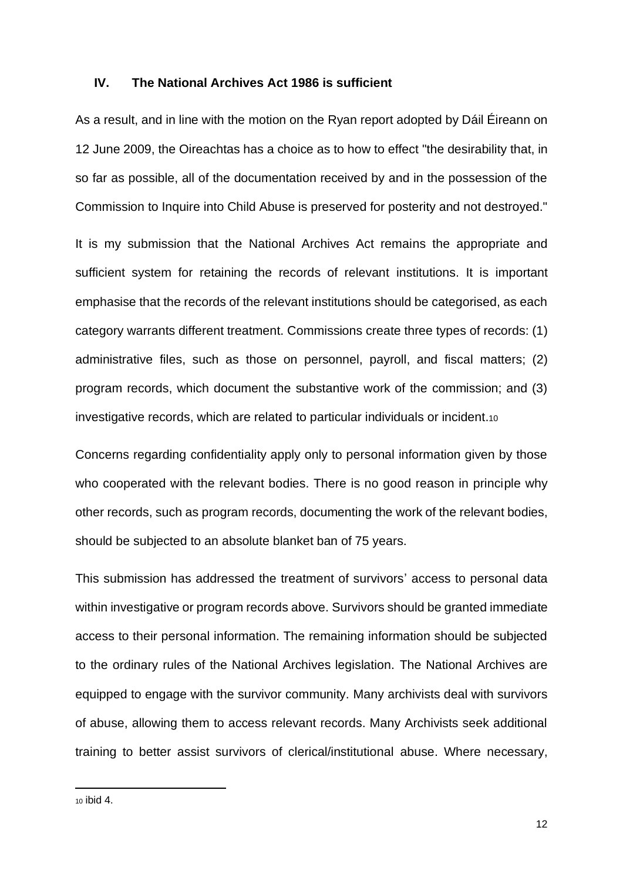## IV. The National Archives Act 1986 is sufficient

As a result, and in line with the motion on the Ryan report adopted by Dáil Éireann on 12 June 2009, the Oireachtas has a choice as to how to effect "the desirability that, in so far as possible, all of the documentation received by and in the possession of the Commission to Inquire into Child Abuse is preserved for posterity and not destroyed."

It is my submission that the National Archives Act remains the appropriate and sufficient system for retaining the records of relevant institutions. It is important emphasise that the records of the relevant institutions should be categorised, as each category warrants different treatment. Commissions create three types of records: (1) administrative files, such as those on personnel, payroll, and fiscal matters; (2) program records, which document the substantive work of the commission; and (3) investigative records, which are related to particular individuals or incident.[10]

Concerns regarding confidentiality apply only to personal information given by those who cooperated with the relevant bodies. There is no good reason in principle why other records, such as program records, documenting the work of the relevant bodies, should be subjected to an absolute blanket ban of 75 years.

This submission has addressed the treatment of survivors' access to personal data within investigative or program records above. Survivors should be granted immediate access to their personal information. The remaining information should be subjected to the ordinary rules of the National Archives legislation. The National Archives are equipped to engage with the survivor community. Many archivists deal with survivors of abuse, allowing them to access relevant records. Many Archivists seek additional training to better assist survivors of clerical/institutional abuse. Where necessary,

---

[10] ibid 4.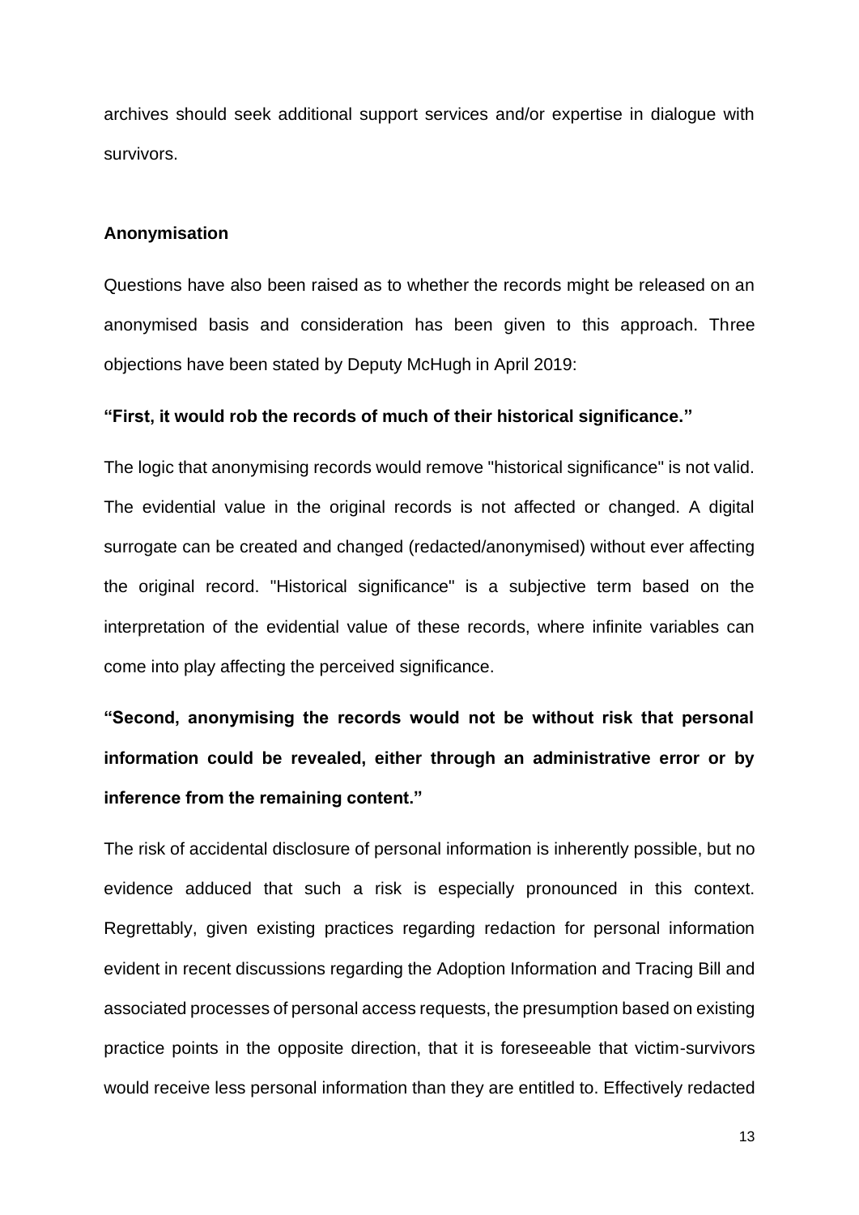archives should seek additional support services and/or expertise in dialogue with survivors.

### Anonymisation

Questions have also been raised as to whether the records might be released on an anonymised basis and consideration has been given to this approach. Three objections have been stated by Deputy McHugh in April 2019:

**"First, it would rob the records of much of their historical significance."**

The logic that anonymising records would remove "historical significance" is not valid. The evidential value in the original records is not affected or changed. A digital surrogate can be created and changed (redacted/anonymised) without ever affecting the original record. "Historical significance" is a subjective term based on the interpretation of the evidential value of these records, where infinite variables can come into play affecting the perceived significance.

**"Second, anonymising the records would not be without risk that personal information could be revealed, either through an administrative error or by inference from the remaining content."**

The risk of accidental disclosure of personal information is inherently possible, but no evidence adduced that such a risk is especially pronounced in this context. Regrettably, given existing practices regarding redaction for personal information evident in recent discussions regarding the Adoption Information and Tracing Bill and associated processes of personal access requests, the presumption based on existing practice points in the opposite direction, that it is foreseeable that victim-survivors would receive less personal information than they are entitled to. Effectively redacted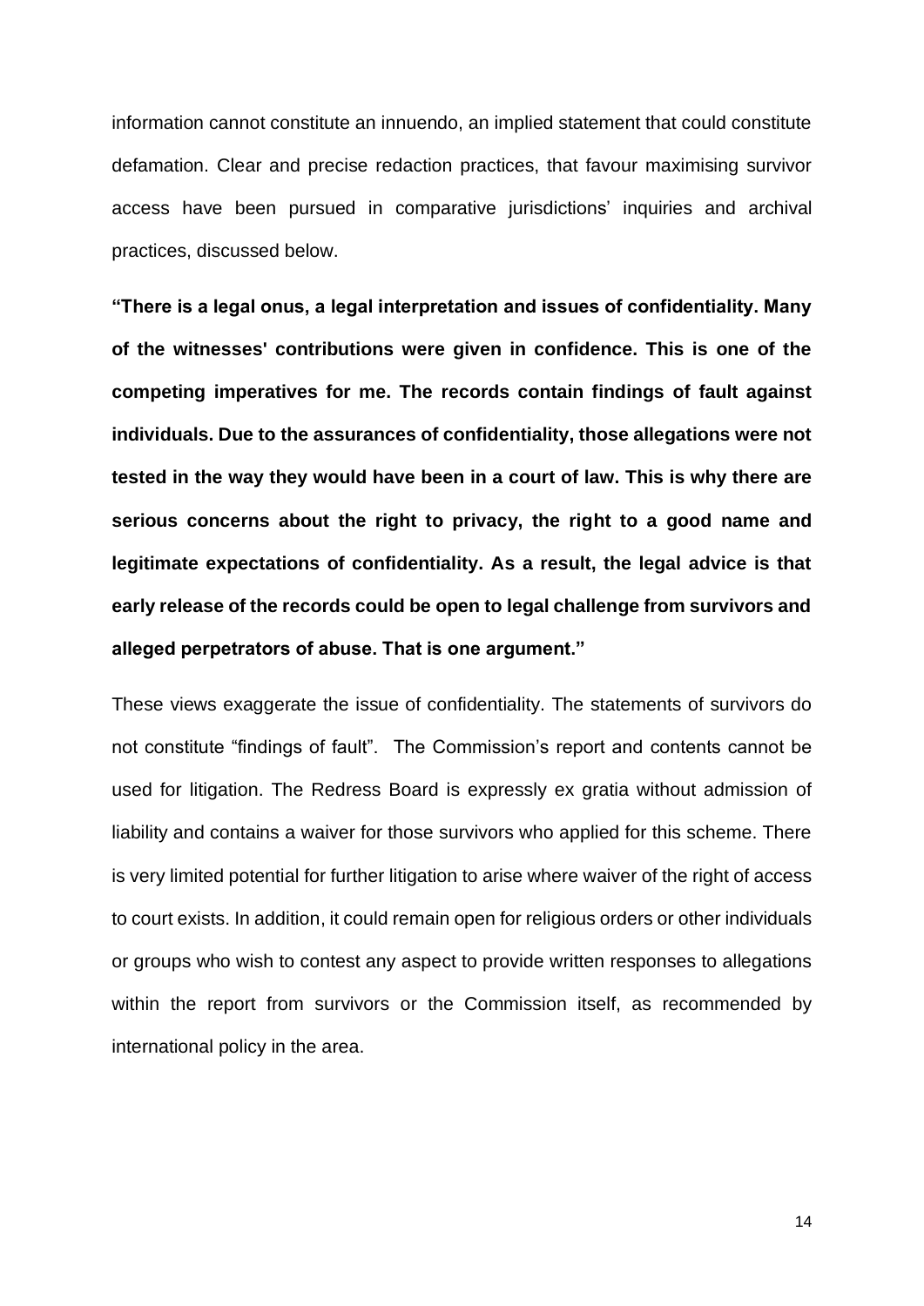information cannot constitute an innuendo, an implied statement that could constitute defamation. Clear and precise redaction practices, that favour maximising survivor access have been pursued in comparative jurisdictions' inquiries and archival practices, discussed below.

**"There is a legal onus, a legal interpretation and issues of confidentiality. Many of the witnesses' contributions were given in confidence. This is one of the competing imperatives for me. The records contain findings of fault against individuals. Due to the assurances of confidentiality, those allegations were not tested in the way they would have been in a court of law. This is why there are serious concerns about the right to privacy, the right to a good name and legitimate expectations of confidentiality. As a result, the legal advice is that early release of the records could be open to legal challenge from survivors and alleged perpetrators of abuse. That is one argument."**

These views exaggerate the issue of confidentiality. The statements of survivors do not constitute "findings of fault". The Commission's report and contents cannot be used for litigation. The Redress Board is expressly ex gratia without admission of liability and contains a waiver for those survivors who applied for this scheme. There is very limited potential for further litigation to arise where waiver of the right of access to court exists. In addition, it could remain open for religious orders or other individuals or groups who wish to contest any aspect to provide written responses to allegations within the report from survivors or the Commission itself, as recommended by international policy in the area.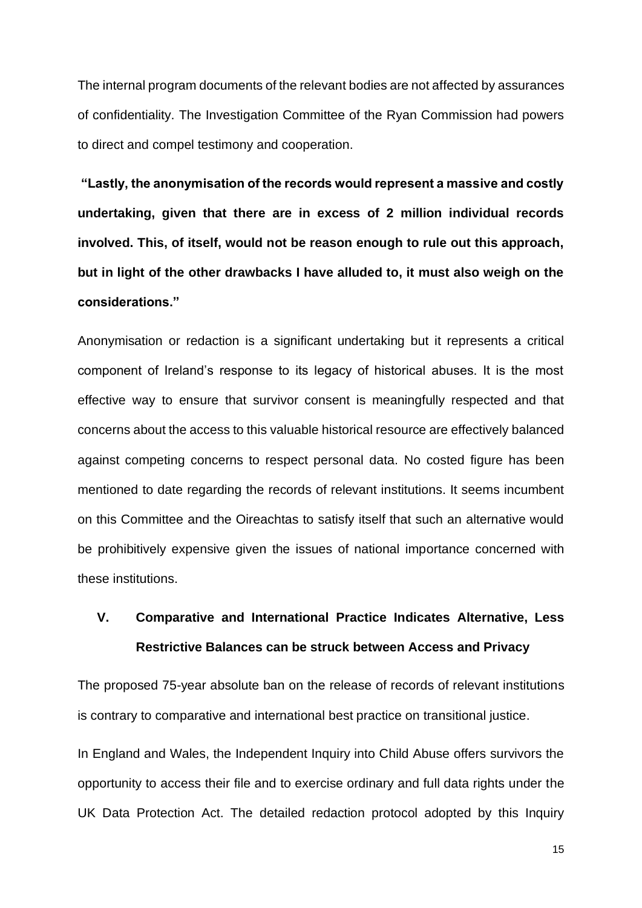The internal program documents of the relevant bodies are not affected by assurances of confidentiality. The Investigation Committee of the Ryan Commission had powers to direct and compel testimony and cooperation.

**"Lastly, the anonymisation of the records would represent a massive and costly undertaking, given that there are in excess of 2 million individual records involved. This, of itself, would not be reason enough to rule out this approach, but in light of the other drawbacks I have alluded to, it must also weigh on the considerations."**

Anonymisation or redaction is a significant undertaking but it represents a critical component of Ireland's response to its legacy of historical abuses. It is the most effective way to ensure that survivor consent is meaningfully respected and that concerns about the access to this valuable historical resource are effectively balanced against competing concerns to respect personal data. No costed figure has been mentioned to date regarding the records of relevant institutions. It seems incumbent on this Committee and the Oireachtas to satisfy itself that such an alternative would be prohibitively expensive given the issues of national importance concerned with these institutions.

## V. Comparative and International Practice Indicates Alternative, Less Restrictive Balances can be struck between Access and Privacy

The proposed 75-year absolute ban on the release of records of relevant institutions is contrary to comparative and international best practice on transitional justice.

In England and Wales, the Independent Inquiry into Child Abuse offers survivors the opportunity to access their file and to exercise ordinary and full data rights under the UK Data Protection Act. The detailed redaction protocol adopted by this Inquiry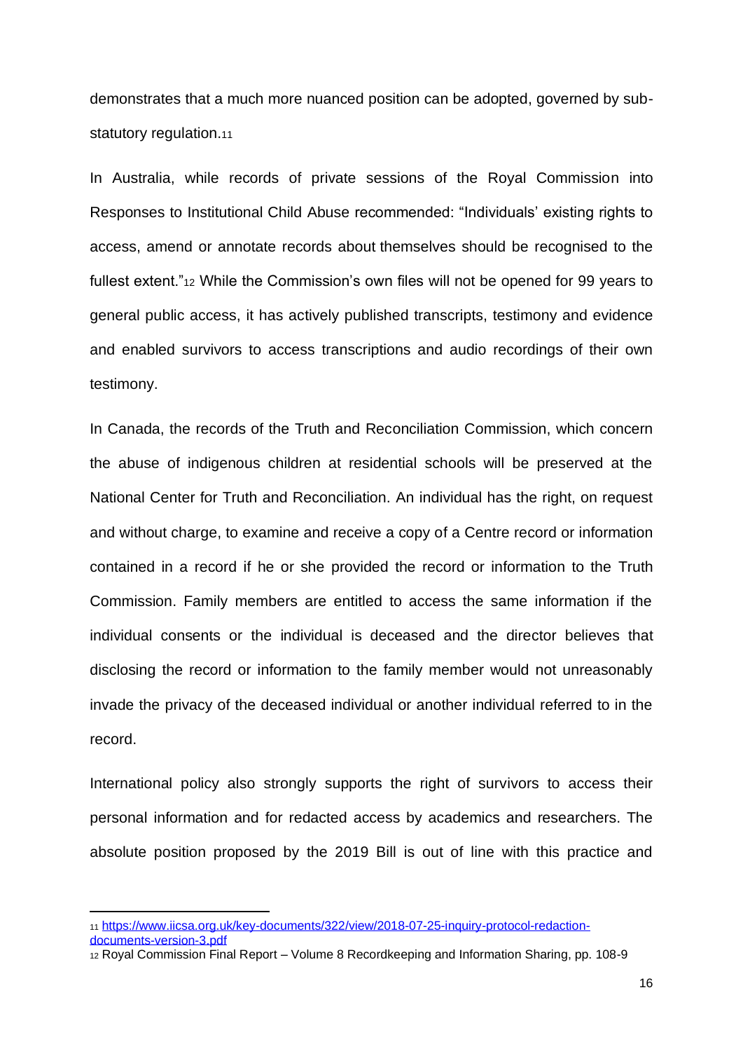demonstrates that a much more nuanced position can be adopted, governed by sub-statutory regulation.[11]

In Australia, while records of private sessions of the Royal Commission into Responses to Institutional Child Abuse recommended: "Individuals' existing rights to access, amend or annotate records about themselves should be recognised to the fullest extent."[12] While the Commission's own files will not be opened for 99 years to general public access, it has actively published transcripts, testimony and evidence and enabled survivors to access transcriptions and audio recordings of their own testimony.

In Canada, the records of the Truth and Reconciliation Commission, which concern the abuse of indigenous children at residential schools will be preserved at the National Center for Truth and Reconciliation. An individual has the right, on request and without charge, to examine and receive a copy of a Centre record or information contained in a record if he or she provided the record or information to the Truth Commission. Family members are entitled to access the same information if the individual consents or the individual is deceased and the director believes that disclosing the record or information to the family member would not unreasonably invade the privacy of the deceased individual or another individual referred to in the record.

International policy also strongly supports the right of survivors to access their personal information and for redacted access by academics and researchers. The absolute position proposed by the 2019 Bill is out of line with this practice and

---

[11] https://www.iicsa.org.uk/key-documents/322/view/2018-07-25-inquiry-protocol-redaction-documents-version-3.pdf

[12] Royal Commission Final Report – Volume 8 Recordkeeping and Information Sharing, pp. 108-9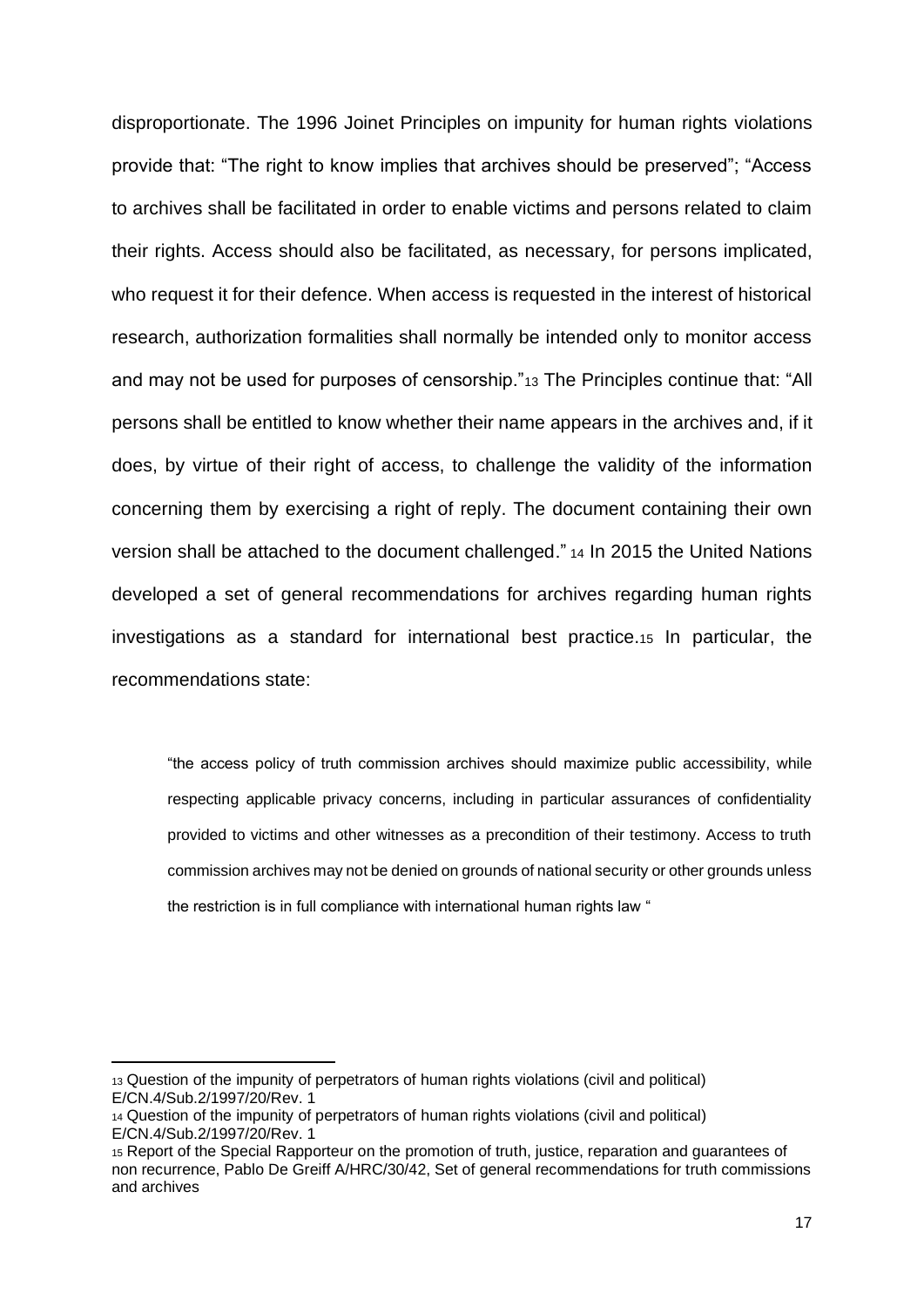disproportionate. The 1996 Joinet Principles on impunity for human rights violations provide that: "The right to know implies that archives should be preserved"; "Access to archives shall be facilitated in order to enable victims and persons related to claim their rights. Access should also be facilitated, as necessary, for persons implicated, who request it for their defence. When access is requested in the interest of historical research, authorization formalities shall normally be intended only to monitor access and may not be used for purposes of censorship."[13] The Principles continue that: "All persons shall be entitled to know whether their name appears in the archives and, if it does, by virtue of their right of access, to challenge the validity of the information concerning them by exercising a right of reply. The document containing their own version shall be attached to the document challenged." [14] In 2015 the United Nations developed a set of general recommendations for archives regarding human rights investigations as a standard for international best practice.[15] In particular, the recommendations state:

> "the access policy of truth commission archives should maximize public accessibility, while respecting applicable privacy concerns, including in particular assurances of confidentiality provided to victims and other witnesses as a precondition of their testimony. Access to truth commission archives may not be denied on grounds of national security or other grounds unless the restriction is in full compliance with international human rights law "

---

[13] Question of the impunity of perpetrators of human rights violations (civil and political) E/CN.4/Sub.2/1997/20/Rev. 1

[14] Question of the impunity of perpetrators of human rights violations (civil and political) E/CN.4/Sub.2/1997/20/Rev. 1

[15] Report of the Special Rapporteur on the promotion of truth, justice, reparation and guarantees of non recurrence, Pablo De Greiff A/HRC/30/42, Set of general recommendations for truth commissions and archives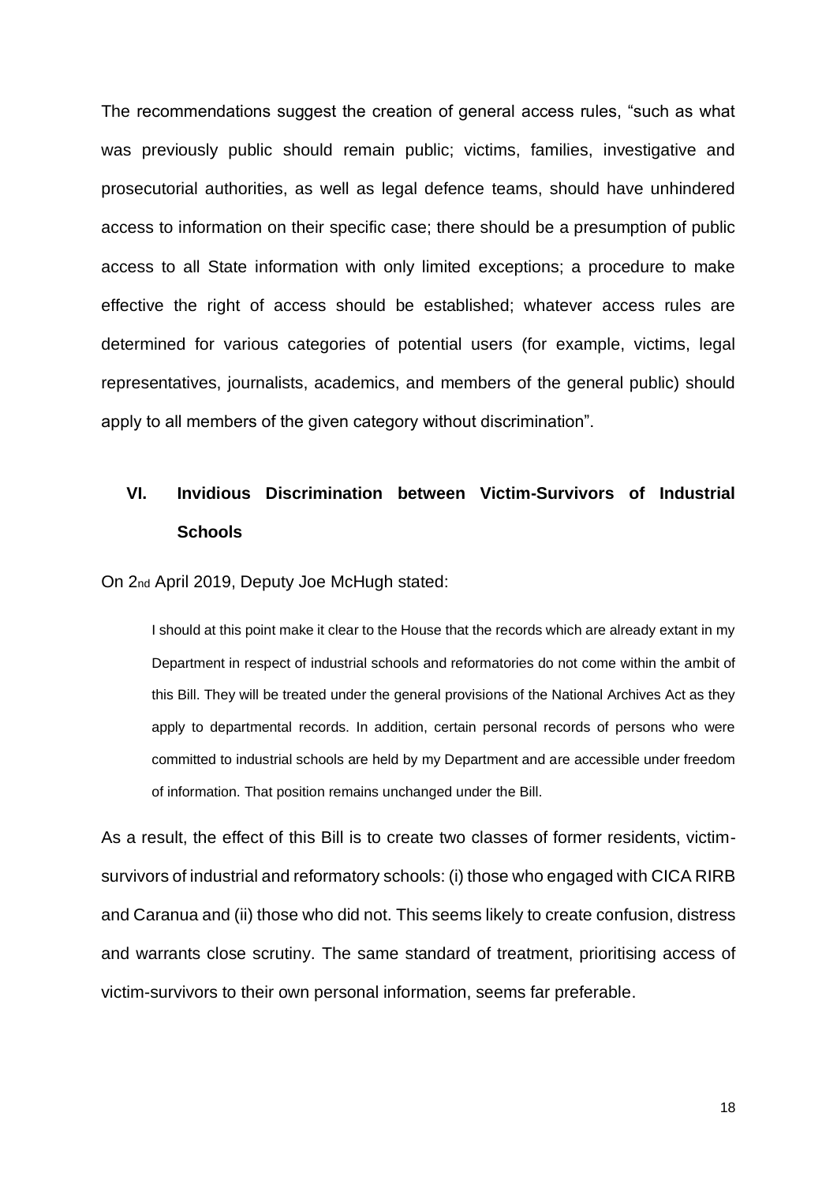The recommendations suggest the creation of general access rules, "such as what was previously public should remain public; victims, families, investigative and prosecutorial authorities, as well as legal defence teams, should have unhindered access to information on their specific case; there should be a presumption of public access to all State information with only limited exceptions; a procedure to make effective the right of access should be established; whatever access rules are determined for various categories of potential users (for example, victims, legal representatives, journalists, academics, and members of the general public) should apply to all members of the given category without discrimination".

## VI. Invidious Discrimination between Victim-Survivors of Industrial Schools

On 2nd April 2019, Deputy Joe McHugh stated:

> I should at this point make it clear to the House that the records which are already extant in my Department in respect of industrial schools and reformatories do not come within the ambit of this Bill. They will be treated under the general provisions of the National Archives Act as they apply to departmental records. In addition, certain personal records of persons who were committed to industrial schools are held by my Department and are accessible under freedom of information. That position remains unchanged under the Bill.

As a result, the effect of this Bill is to create two classes of former residents, victim-survivors of industrial and reformatory schools: (i) those who engaged with CICA RIRB and Caranua and (ii) those who did not. This seems likely to create confusion, distress and warrants close scrutiny. The same standard of treatment, prioritising access of victim-survivors to their own personal information, seems far preferable.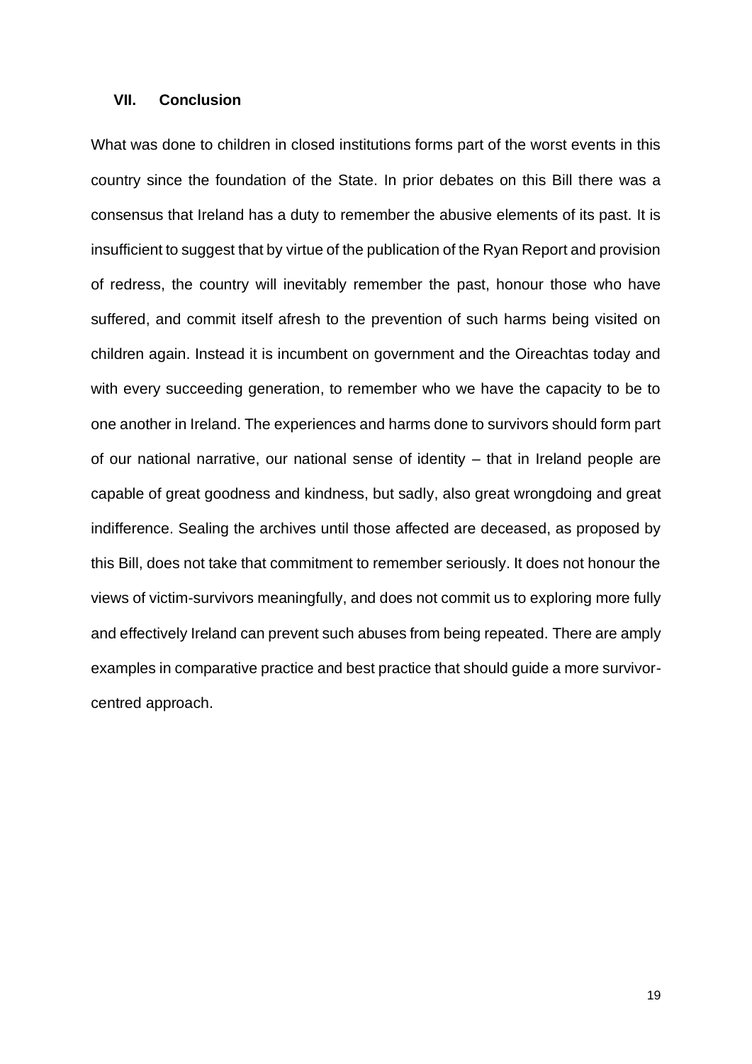## VII. Conclusion

What was done to children in closed institutions forms part of the worst events in this country since the foundation of the State. In prior debates on this Bill there was a consensus that Ireland has a duty to remember the abusive elements of its past. It is insufficient to suggest that by virtue of the publication of the Ryan Report and provision of redress, the country will inevitably remember the past, honour those who have suffered, and commit itself afresh to the prevention of such harms being visited on children again. Instead it is incumbent on government and the Oireachtas today and with every succeeding generation, to remember who we have the capacity to be to one another in Ireland. The experiences and harms done to survivors should form part of our national narrative, our national sense of identity – that in Ireland people are capable of great goodness and kindness, but sadly, also great wrongdoing and great indifference. Sealing the archives until those affected are deceased, as proposed by this Bill, does not take that commitment to remember seriously. It does not honour the views of victim-survivors meaningfully, and does not commit us to exploring more fully and effectively Ireland can prevent such abuses from being repeated. There are amply examples in comparative practice and best practice that should guide a more survivor-centred approach.